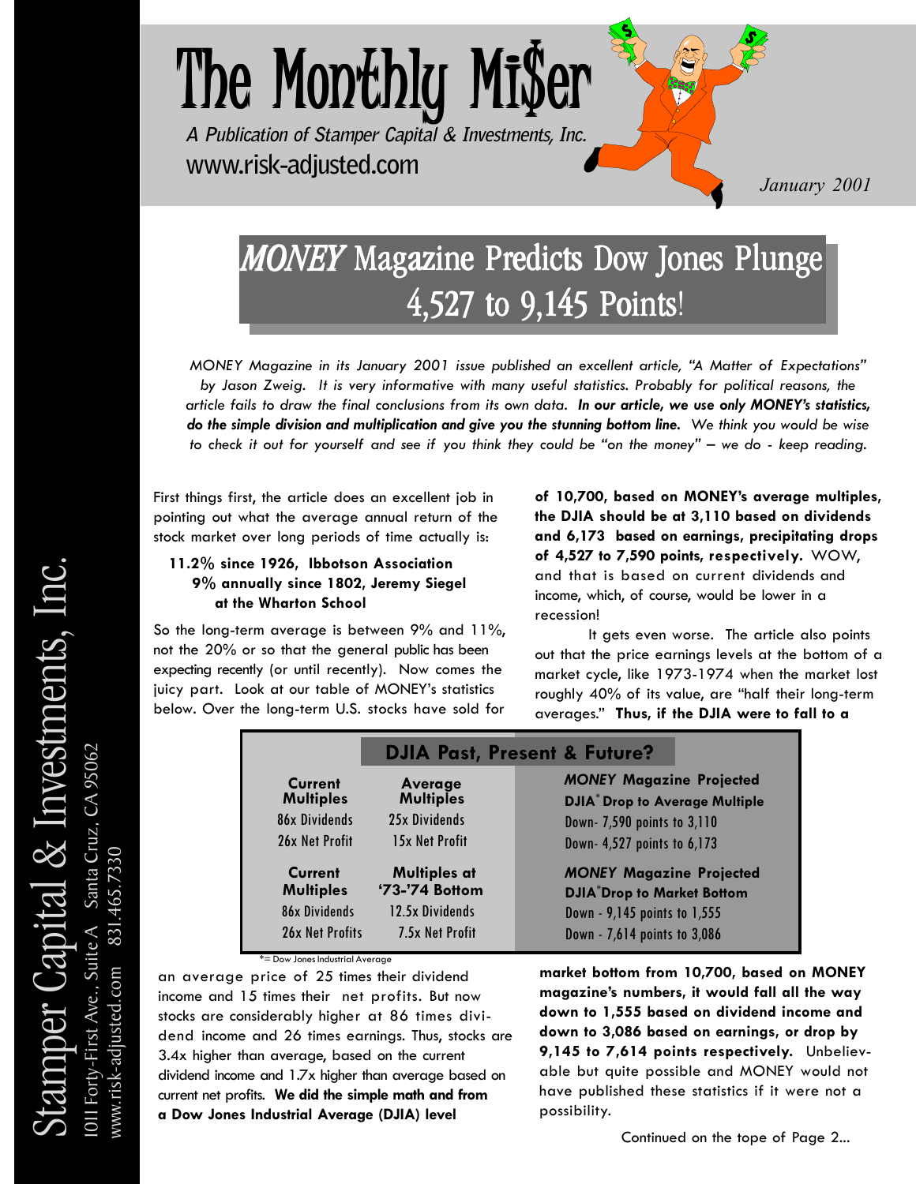# The Monthly Mi$er

*A Publication of Stamper Capital & Investments, Inc.*

www.risk-adjusted.com

*January 2001*

Stamper Capital & Investments, Inc.
1011 Forty-First Ave., Suite A Santa Cruz, CA 95062
www.risk-adjusted.com 831.465.7330

## *MONEY* Magazine Predicts Dow Jones Plunge 4,527 to 9,145 Points!

*MONEY Magazine in its January 2001 issue published an excellent article, "A Matter of Expectations" by Jason Zweig. It is very informative with many useful statistics. Probably for political reasons, the article fails to draw the final conclusions from its own data.* ***In our article, we use only MONEY's statistics, do the simple division and multiplication and give you the stunning bottom line.*** *We think you would be wise to check it out for yourself and see if you think they could be "on the money" – we do - keep reading.*

First things first, the article does an excellent job in pointing out what the average annual return of the stock market over long periods of time actually is:

**11.2% since 1926, Ibbotson Association**
**9% annually since 1802, Jeremy Siegel at the Wharton School**

So the long-term average is between 9% and 11%, not the 20% or so that the general public has been expecting recently (or until recently). Now comes the juicy part. Look at our table of MONEY's statistics below. Over the long-term U.S. stocks have sold for an average price of 25 times their dividend income and 15 times their net profits. But now stocks are considerably higher at 86 times dividend income and 26 times earnings. Thus, stocks are 3.4x higher than average, based on the current dividend income and 1.7x higher than average based on current net profits. **We did the simple math and from a Dow Jones Industrial Average (DJIA) level of 10,700, based on MONEY's average multiples, the DJIA should be at 3,110 based on dividends and 6,173 based on earnings, precipitating drops of 4,527 to 7,590 points, respectively.** WOW, and that is based on current dividends and income, which, of course, would be lower in a recession!

It gets even worse. The article also points out that the price earnings levels at the bottom of a market cycle, like 1973-1974 when the market lost roughly 40% of its value, are "half their long-term averages." **Thus, if the DJIA were to fall to a market bottom from 10,700, based on MONEY magazine's numbers, it would fall all the way down to 1,555 based on dividend income and down to 3,086 based on earnings, or drop by 9,145 to 7,614 points respectively.** Unbelievable but quite possible and MONEY would not have published these statistics if it were not a possibility.

**DJIA Past, Present & Future?**

| Current Multiples | Average Multiples | *MONEY* Magazine Projected DJIA* Drop to Average Multiple |
|---|---|---|
| 86x Dividends | 25x Dividends | Down- 7,590 points to 3,110 |
| 26x Net Profit | 15x Net Profit | Down- 4,527 points to 6,173 |
| **Current Multiples** | **Multiples at '73-'74 Bottom** | ***MONEY* Magazine Projected DJIA* Drop to Market Bottom** |
| 86x Dividends | 12.5x Dividends | Down - 9,145 points to 1,555 |
| 26x Net Profits | 7.5x Net Profit | Down - 7,614 points to 3,086 |

*= Dow Jones Industrial Average

Continued on the tope of Page 2...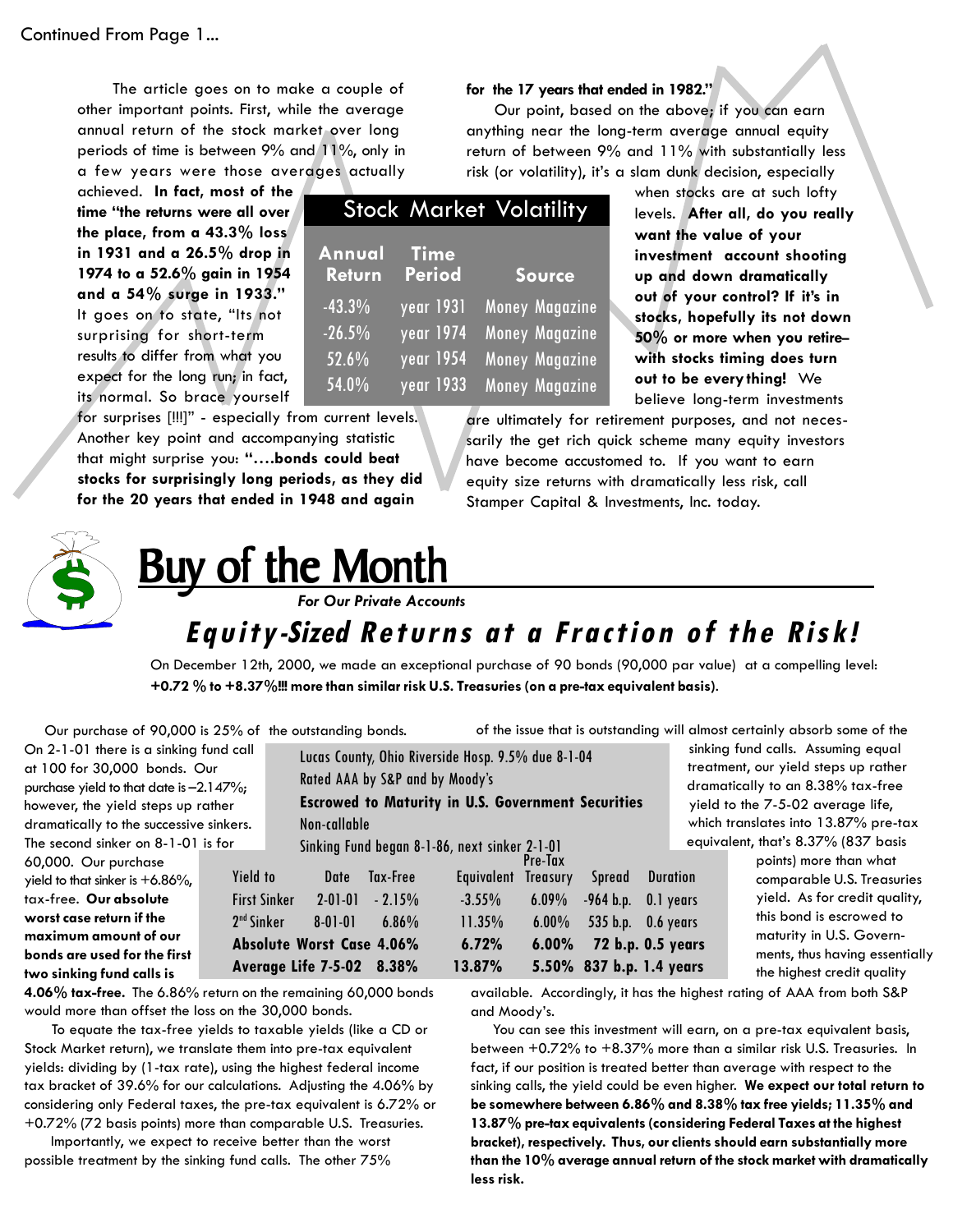Continued From Page 1...

The article goes on to make a couple of other important points. First, while the average annual return of the stock market over long periods of time is between 9% and 11%, only in a few years were those averages actually achieved. **In fact, most of the time "the returns were all over the place, from a 43.3% loss in 1931 and a 26.5% drop in 1974 to a 52.6% gain in 1954 and a 54% surge in 1933."** It goes on to state, "Its not surprising for short-term results to differ from what you expect for the long run; in fact, its normal. So brace yourself for surprises [!!!]" - especially from current levels. Another key point and accompanying statistic that might surprise you: **"….bonds could beat stocks for surprisingly long periods, as they did for the 20 years that ended in 1948 and again for the 17 years that ended in 1982."**

| Stock Market Volatility | | |
|---|---|---|
| **Annual Return** | **Time Period** | **Source** |
| -43.3% | year 1931 | Money Magazine |
| -26.5% | year 1974 | Money Magazine |
| 52.6% | year 1954 | Money Magazine |
| 54.0% | year 1933 | Money Magazine |

Our point, based on the above; if you can earn anything near the long-term average annual equity return of between 9% and 11% with substantially less risk (or volatility), it's a slam dunk decision, especially when stocks are at such lofty levels. **After all, do you really want the value of your investment account shooting up and down dramatically out of your control? If it's in stocks, hopefully its not down 50% or more when you retire– with stocks timing does turn out to be every thing!** We believe long-term investments are ultimately for retirement purposes, and not necessarily the get rich quick scheme many equity investors have become accustomed to. If you want to earn equity size returns with dramatically less risk, call Stamper Capital & Investments, Inc. today.

# Buy of the Month

***For Our Private Accounts***

## *Equity-Sized Returns at a Fraction of the Risk!*

On December 12th, 2000, we made an exceptional purchase of 90 bonds (90,000 par value) at a compelling level: **+0.72 % to +8.37%!!! more than similar risk U.S. Treasuries (on a pre-tax equivalent basis).**

Our purchase of 90,000 is 25% of the outstanding bonds. On 2-1-01 there is a sinking fund call at 100 for 30,000 bonds. Our purchase yield to that date is –2.147%; however, the yield steps up rather dramatically to the successive sinkers. The second sinker on 8-1-01 is for 60,000. Our purchase yield to that sinker is +6.86%, tax-free. **Our absolute worst case return if the maximum amount of our bonds are used for the first two sinking fund calls is 4.06% tax-free.** The 6.86% return on the remaining 60,000 bonds would more than offset the loss on the 30,000 bonds.

Lucas County, Ohio Riverside Hosp. 9.5% due 8-1-04
Rated AAA by S&P and by Moody's
**Escrowed to Maturity in U.S. Government Securities**
Non-callable
Sinking Fund began 8-1-86, next sinker 2-1-01

| Yield to | Date | Tax-Free | Equivalent | Pre-Tax Treasury | Spread | Duration |
|---|---|---|---|---|---|---|
| First Sinker | 2-01-01 | - 2.15% | -3.55% | 6.09% | -964 b.p. | 0.1 years |
| 2nd Sinker | 8-01-01 | 6.86% | 11.35% | 6.00% | 535 b.p. | 0.6 years |
| **Absolute Worst Case** | | **4.06%** | **6.72%** | **6.00%** | **72 b.p.** | **0.5 years** |
| **Average Life** | **7-5-02** | **8.38%** | **13.87%** | **5.50%** | **837 b.p.** | **1.4 years** |

To equate the tax-free yields to taxable yields (like a CD or Stock Market return), we translate them into pre-tax equivalent yields: dividing by (1-tax rate), using the highest federal income tax bracket of 39.6% for our calculations. Adjusting the 4.06% by considering only Federal taxes, the pre-tax equivalent is 6.72% or +0.72% (72 basis points) more than comparable U.S. Treasuries.

Importantly, we expect to receive better than the worst possible treatment by the sinking fund calls. The other 75% of the issue that is outstanding will almost certainly absorb some of the sinking fund calls. Assuming equal treatment, our yield steps up rather dramatically to an 8.38% tax-free yield to the 7-5-02 average life, which translates into 13.87% pre-tax equivalent, that's 8.37% (837 basis points) more than what comparable U.S. Treasuries yield. As for credit quality, this bond is escrowed to maturity in U.S. Governments, thus having essentially the highest credit quality available. Accordingly, it has the highest rating of AAA from both S&P and Moody's.

You can see this investment will earn, on a pre-tax equivalent basis, between +0.72% to +8.37% more than a similar risk U.S. Treasuries. In fact, if our position is treated better than average with respect to the sinking calls, the yield could be even higher. **We expect our total return to be somewhere between 6.86% and 8.38% tax free yields; 11.35% and 13.87% pre-tax equivalents (considering Federal Taxes at the highest bracket), respectively. Thus, our clients should earn substantially more than the 10% average annual return of the stock market with dramatically less risk.**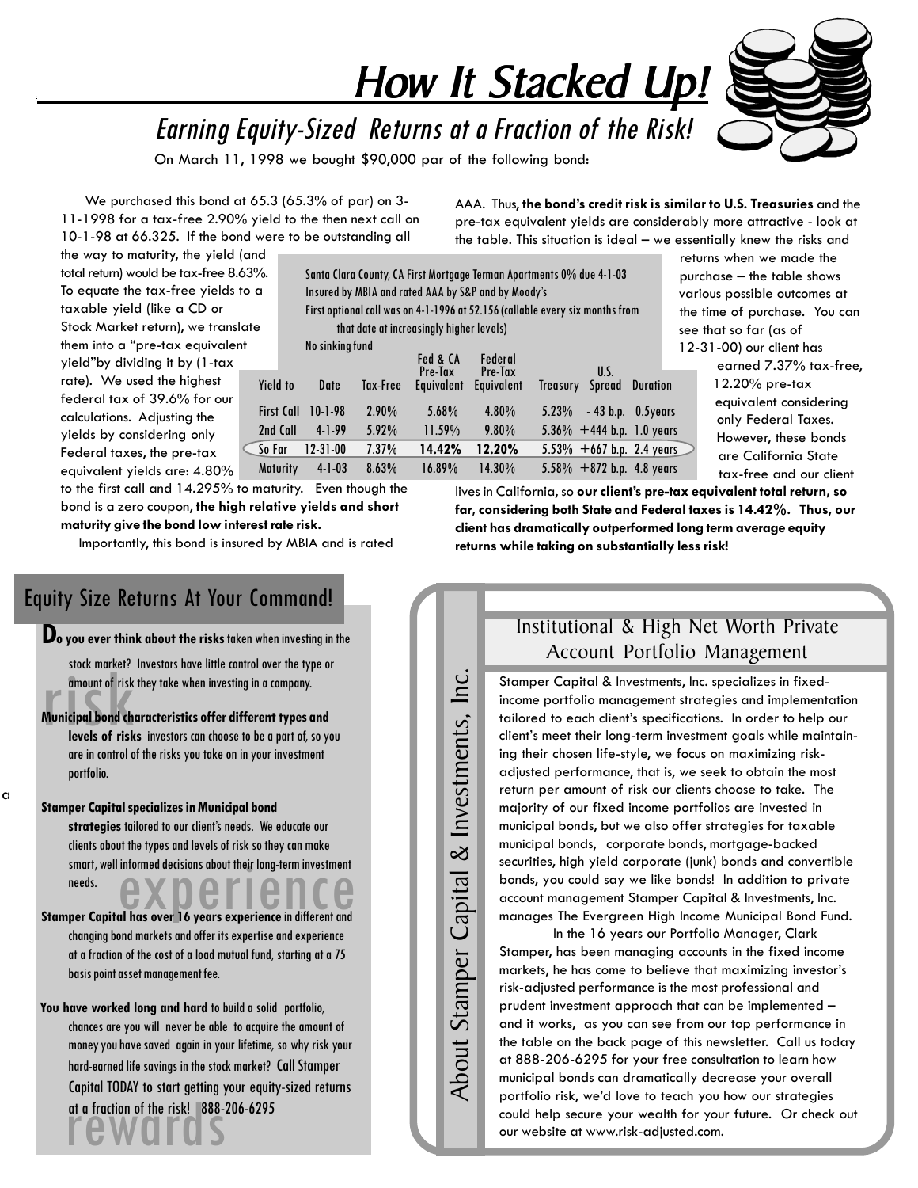# How It Stacked Up!

## *Earning Equity-Sized Returns at a Fraction of the Risk!*

On March 11, 1998 we bought $90,000 par of the following bond:

We purchased this bond at 65.3 (65.3% of par) on 3-11-1998 for a tax-free 2.90% yield to the then next call on 10-1-98 at 66.325. If the bond were to be outstanding all the way to maturity, the yield (and total return) would be tax-free 8.63%. To equate the tax-free yields to a taxable yield (like a CD or Stock Market return), we translate them into a "pre-tax equivalent yield" by dividing it by (1-tax rate). We used the highest federal tax of 39.6% for our calculations. Adjusting the yields by considering only Federal taxes, the pre-tax equivalent yields are: 4.80% to the first call and 14.295% to maturity. Even though the bond is a zero coupon, **the high relative yields and short maturity give the bond low interest rate risk.**

Importantly, this bond is insured by MBIA and is rated AAA. Thus, **the bond's credit risk is similar to U.S. Treasuries** and the pre-tax equivalent yields are considerably more attractive - look at the table. This situation is ideal – we essentially knew the risks and returns when we made the purchase – the table shows various possible outcomes at the time of purchase. You can see that so far (as of 12-31-00) our client has earned 7.37% tax-free, 12.20% pre-tax equivalent considering only Federal Taxes. However, these bonds are California State tax-free and our client lives in California, so **our client's pre-tax equivalent total return, so far, considering both State and Federal taxes is 14.42%. Thus, our client has dramatically outperformed long term average equity returns while taking on substantially less risk!**

Santa Clara County, CA First Mortgage Terman Apartments 0% due 4-1-03
Insured by MBIA and rated AAA by S&P and by Moody's
First optional call was on 4-1-1996 at 52.156 (callable every six months from that date at increasingly higher levels)
No sinking fund

| Yield to | Date | Tax-Free | Fed & CA Pre-Tax Equivalent | Federal Pre-Tax Equivalent | Treasury | U.S. Spread | Duration |
|---|---|---|---|---|---|---|---|
| First Call | 10-1-98 | 2.90% | 5.68% | 4.80% | 5.23% | - 43 b.p. | 0.5years |
| 2nd Call | 4-1-99 | 5.92% | 11.59% | 9.80% | 5.36% | +444 b.p. | 1.0 years |
| So Far | 12-31-00 | 7.37% | **14.42%** | **12.20%** | 5.53% | +667 b.p. | 2.4 years |
| Maturity | 4-1-03 | 8.63% | 16.89% | 14.30% | 5.58% | +872 b.p. | 4.8 years |

## Equity Size Returns At Your Command!

**Do you ever think about the risks** taken when investing in the stock market? Investors have little control over the type or amount of risk they take when investing in a company.

**Municipal bond characteristics offer different types and levels of risks** investors can choose to be a part of, so you are in control of the risks you take on in your investment portfolio.

**Stamper Capital specializes in Municipal bond strategies** tailored to our client's needs. We educate our clients about the types and levels of risk so they can make smart, well informed decisions about their long-term investment needs.

**Stamper Capital has over 16 years experience** in different and changing bond markets and offer its expertise and experience at a fraction of the cost of a load mutual fund, starting at a 75 basis point asset management fee.

**You have worked long and hard** to build a solid portfolio, chances are you will never be able to acquire the amount of money you have saved again in your lifetime, so why risk your hard-earned life savings in the stock market? Call Stamper Capital TODAY to start getting your equity-sized returns at a fraction of the risk! 888-206-6295

risk · experience · rewards

## About Stamper Capital & Investments, Inc.

### Institutional & High Net Worth Private Account Portfolio Management

Stamper Capital & Investments, Inc. specializes in fixed-income portfolio management strategies and implementation tailored to each client's specifications. In order to help our client's meet their long-term investment goals while maintaining their chosen life-style, we focus on maximizing risk-adjusted performance, that is, we seek to obtain the most return per amount of risk our clients choose to take. The majority of our fixed income portfolios are invested in municipal bonds, but we also offer strategies for taxable municipal bonds, corporate bonds, mortgage-backed securities, high yield corporate (junk) bonds and convertible bonds, you could say we like bonds! In addition to private account management Stamper Capital & Investments, Inc. manages The Evergreen High Income Municipal Bond Fund.

In the 16 years our Portfolio Manager, Clark Stamper, has been managing accounts in the fixed income markets, he has come to believe that maximizing investor's risk-adjusted performance is the most professional and prudent investment approach that can be implemented – and it works, as you can see from our top performance in the table on the back page of this newsletter. Call us today at 888-206-6295 for your free consultation to learn how municipal bonds can dramatically decrease your overall portfolio risk, we'd love to teach you how our strategies could help secure your wealth for your future. Or check out our website at www.risk-adjusted.com.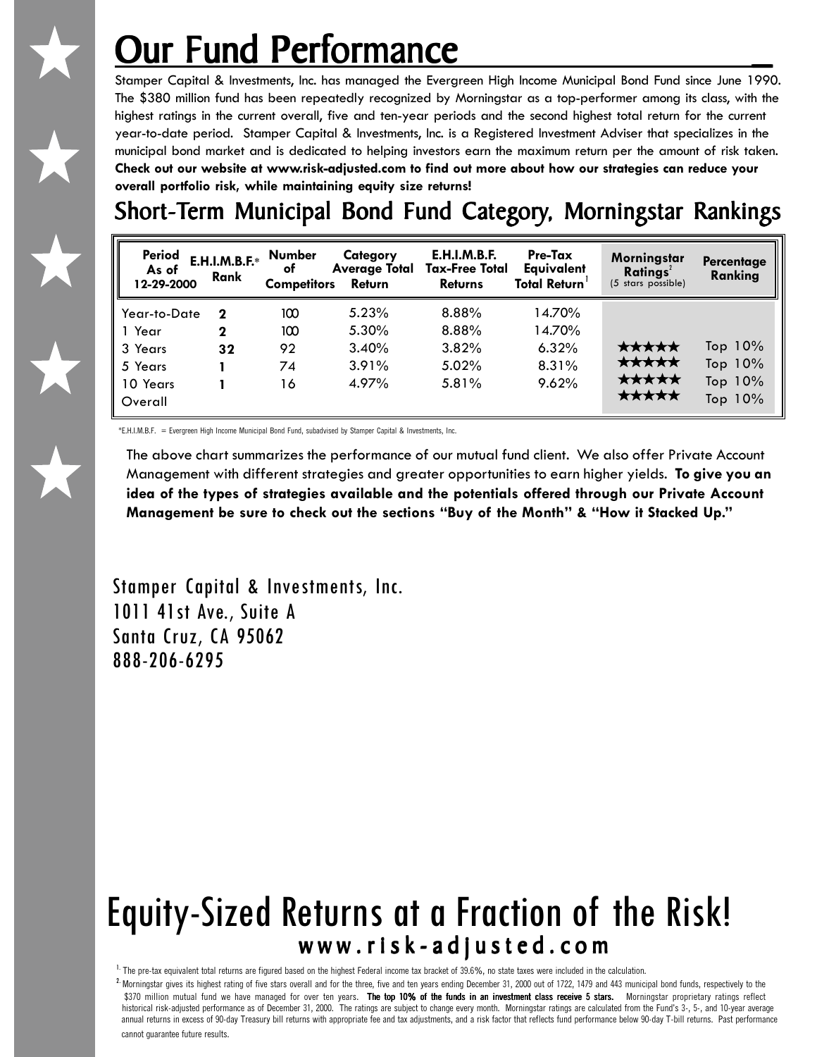# Our Fund Performance

Stamper Capital & Investments, Inc. has managed the Evergreen High Income Municipal Bond Fund since June 1990. The $380 million fund has been repeatedly recognized by Morningstar as a top-performer among its class, with the highest ratings in the current overall, five and ten-year periods and the second highest total return for the current year-to-date period. Stamper Capital & Investments, Inc. is a Registered Investment Adviser that specializes in the municipal bond market and is dedicated to helping investors earn the maximum return per the amount of risk taken. **Check out our website at www.risk-adjusted.com to find out more about how our strategies can reduce your overall portfolio risk, while maintaining equity size returns!**

## Short-Term Municipal Bond Fund Category, Morningstar Rankings

| Period As of 12-29-2000 | E.H.I.M.B.F.* Rank | Number of Competitors | Category Average Total Return | E.H.I.M.B.F. Tax-Free Total Returns | Pre-Tax Equivalent Total Return[1] | Morningstar Ratings[2] (5 stars possible) | Percentage Ranking |
|---|---|---|---|---|---|---|---|
| Year-to-Date | **2** | 100 | 5.23% | 8.88% | 14.70% | | |
| 1 Year | **2** | 100 | 5.30% | 8.88% | 14.70% | | |
| 3 Years | **32** | 92 | 3.40% | 3.82% | 6.32% | ★★★★★ | Top 10% |
| 5 Years | **1** | 74 | 3.91% | 5.02% | 8.31% | ★★★★★ | Top 10% |
| 10 Years | **1** | 16 | 4.97% | 5.81% | 9.62% | ★★★★★ | Top 10% |
| Overall | | | | | | ★★★★★ | Top 10% |

*E.H.I.M.B.F. = Evergreen High Income Municipal Bond Fund, subadvised by Stamper Capital & Investments, Inc.

The above chart summarizes the performance of our mutual fund client. We also offer Private Account Management with different strategies and greater opportunities to earn higher yields. **To give you an idea of the types of strategies available and the potentials offered through our Private Account Management be sure to check out the sections "Buy of the Month" & "How it Stacked Up."**

Stamper Capital & Investments, Inc.
1011 41st Ave., Suite A
Santa Cruz, CA 95062
888-206-6295

# Equity-Sized Returns at a Fraction of the Risk!

www.risk-adjusted.com

[1] The pre-tax equivalent total returns are figured based on the highest Federal income tax bracket of 39.6%, no state taxes were included in the calculation.

[2] Morningstar gives its highest rating of five stars overall and for the three, five and ten years ending December 31, 2000 out of 1722, 1479 and 443 municipal bond funds, respectively to the $370 million mutual fund we have managed for over ten years. **The top 10% of the funds in an investment class receive 5 stars.** Morningstar proprietary ratings reflect historical risk-adjusted performance as of December 31, 2000. The ratings are subject to change every month. Morningstar ratings are calculated from the Fund's 3-, 5-, and 10-year average annual returns in excess of 90-day Treasury bill returns with appropriate fee and tax adjustments, and a risk factor that reflects fund performance below 90-day T-bill returns. Past performance cannot guarantee future results.